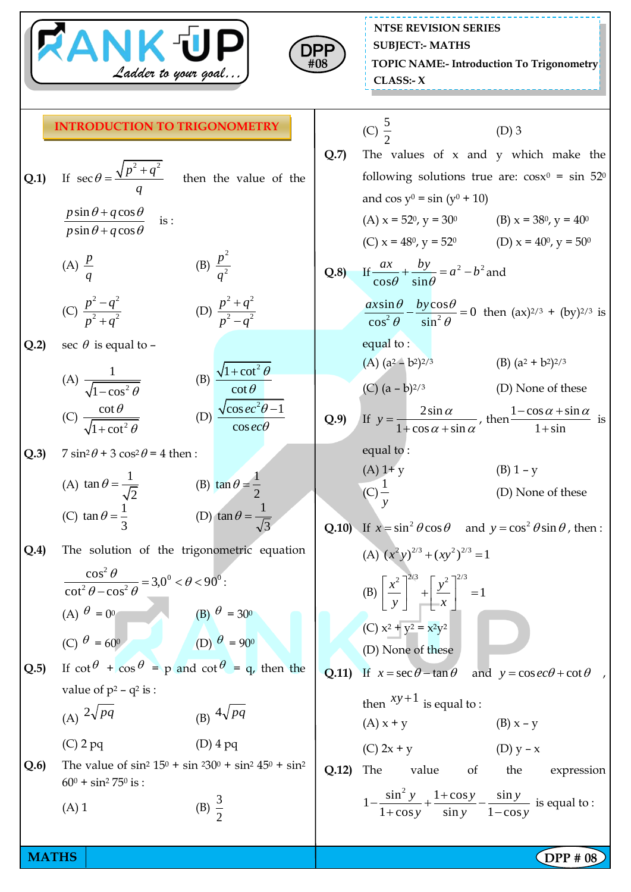NTSE REVISION SERIES
SUBJECT:- MATHS
TOPIC NAME:- Introduction To Trigonometry
CLASS:- X

DPP #08

## INTRODUCTION TO TRIGONOMETRY

**Q.1)** If $\sec\theta = \dfrac{\sqrt{p^2+q^2}}{q}$ then the value of the $\dfrac{p\sin\theta + q\cos\theta}{p\sin\theta + q\cos\theta}$ is :

(A) $\dfrac{p}{q}$ (B) $\dfrac{p^2}{q^2}$

(C) $\dfrac{p^2-q^2}{p^2+q^2}$ (D) $\dfrac{p^2+q^2}{p^2-q^2}$

**Q.2)** $\sec\theta$ is equal to –

(A) $\dfrac{1}{\sqrt{1-\cos^2\theta}}$ (B) $\dfrac{\sqrt{1+\cot^2\theta}}{\cot\theta}$

(C) $\dfrac{\cot\theta}{\sqrt{1+\cot^2\theta}}$ (D) $\dfrac{\sqrt{\operatorname{cosec}^2\theta-1}}{\operatorname{cosec}\theta}$

**Q.3)** $7\sin^2\theta + 3\cos^2\theta = 4$ then :

(A) $\tan\theta = \dfrac{1}{\sqrt{2}}$ (B) $\tan\theta = \dfrac{1}{2}$

(C) $\tan\theta = \dfrac{1}{3}$ (D) $\tan\theta = \dfrac{1}{\sqrt{3}}$

**Q.4)** The solution of the trigonometric equation $\dfrac{\cos^2\theta}{\cot^2\theta - \cos^2\theta} = 3, 0^0 < \theta < 90^0$ :

(A) $\theta = 0^0$ (B) $\theta = 30^0$

(C) $\theta = 60^0$ (D) $\theta = 90^0$

**Q.5)** If $\cot\theta + \cos\theta = p$ and $\cot\theta = q$, then the value of $p^2 - q^2$ is :

(A) $2\sqrt{pq}$ (B) $4\sqrt{pq}$

(C) 2 pq (D) 4 pq

**Q.6)** The value of $\sin^2 15^0 + \sin^2 30^0 + \sin^2 45^0 + \sin^2 60^0 + \sin^2 75^0$ is :

(A) 1 (B) $\dfrac{3}{2}$

(C) $\dfrac{5}{2}$ (D) 3

**Q.7)** The values of x and y which make the following solutions true are: $\cos x^0 = \sin 52^0$ and $\cos y^0 = \sin (y^0 + 10)$

(A) $x = 52^0, y = 30^0$ (B) $x = 38^0, y = 40^0$

(C) $x = 48^0, y = 52^0$ (D) $x = 40^0, y = 50^0$

**Q.8)** If $\dfrac{ax}{\cos\theta} + \dfrac{by}{\sin\theta} = a^2 - b^2$ and $\dfrac{ax\sin\theta}{\cos^2\theta} - \dfrac{by\cos\theta}{\sin^2\theta} = 0$ then $(ax)^{2/3} + (by)^{2/3}$ is equal to :

(A) $(a^2 - b^2)^{2/3}$ (B) $(a^2 + b^2)^{2/3}$

(C) $(a - b)^{2/3}$ (D) None of these

**Q.9)** If $y = \dfrac{2\sin\alpha}{1+\cos\alpha+\sin\alpha}$, then $\dfrac{1-\cos\alpha+\sin\alpha}{1+\sin}$ is equal to :

(A) 1+ y (B) 1 – y

(C) $\dfrac{1}{y}$ (D) None of these

**Q.10)** If $x = \sin^2\theta\cos\theta$ and $y = \cos^2\theta\sin\theta$, then :

(A) $(x^2y)^{2/3} + (xy^2)^{2/3} = 1$

(B) $\left[\dfrac{x^2}{y}\right]^{2/3} + \left[\dfrac{y^2}{x}\right]^{2/3} = 1$

(C) $x^2 + y^2 = x^2y^2$

(D) None of these

**Q.11)** If $x = \sec\theta - \tan\theta$ and $y = \operatorname{cosec}\theta + \cot\theta$, then $xy + 1$ is equal to :

(A) x + y (B) x – y

(C) 2x + y (D) y – x

**Q.12)** The value of the expression $1 - \dfrac{\sin^2 y}{1+\cos y} + \dfrac{1+\cos y}{\sin y} - \dfrac{\sin y}{1-\cos y}$ is equal to :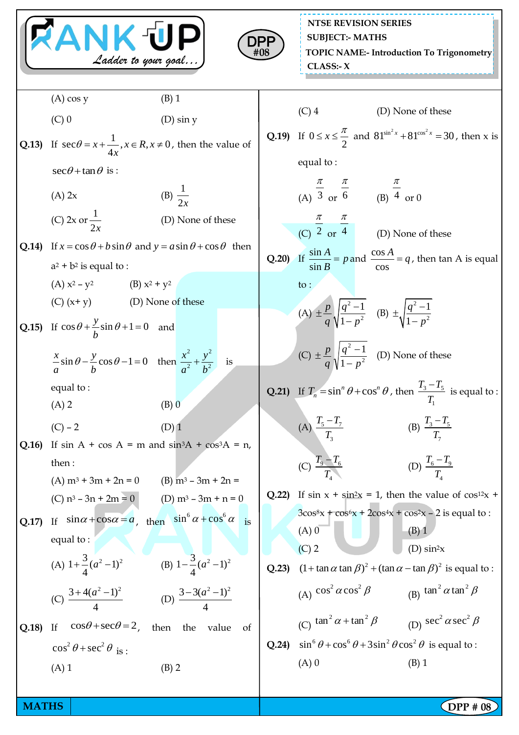(A) cos y (B) 1

(C) 0 (D) sin y

**Q.13)** If $\sec\theta = x + \frac{1}{4x}, x \in R, x \neq 0$, then the value of $\sec\theta + \tan\theta$ is :

(A) 2x (B) $\frac{1}{2x}$

(C) 2x or $\frac{1}{2x}$ (D) None of these

**Q.14)** If $x = \cos\theta + b\sin\theta$ and $y = a\sin\theta + \cos\theta$ then $a^2 + b^2$ is equal to :

(A) $x^2 - y^2$ (B) $x^2 + y^2$

(C) $(x+y)$ (D) None of these

**Q.15)** If $\cos\theta + \frac{y}{b}\sin\theta + 1 = 0$ and $\frac{x}{a}\sin\theta - \frac{y}{b}\cos\theta - 1 = 0$ then $\frac{x^2}{a^2} + \frac{y^2}{b^2}$ is equal to :

(A) 2 (B) 0

(C) – 2 (D) 1

**Q.16)** If sin A + cos A = m and $\sin^3 A + \cos^3 A = n$, then :

(A) $m^3 + 3m + 2n = 0$ (B) $m^3 - 3m + 2n =$

(C) $n^3 - 3n + 2m = 0$ (D) $m^3 - 3m + n = 0$

**Q.17)** If $\sin\alpha + \cos\alpha = a$, then $\sin^6\alpha + \cos^6\alpha$ is equal to :

(A) $1 + \frac{3}{4}(a^2 - 1)^2$ (B) $1 - \frac{3}{4}(a^2 - 1)^2$

(C) $\frac{3 + 4(a^2 - 1)^2}{4}$ (D) $\frac{3 - 3(a^2 - 1)^2}{4}$

**Q.18)** If $\cos\theta + \sec\theta = 2$, then the value of $\cos^2\theta + \sec^2\theta$ is :

(A) 1 (B) 2

(C) 4 (D) None of these

**Q.19)** If $0 \leq x \leq \frac{\pi}{2}$ and $81^{\sin^2 x} + 81^{\cos^2 x} = 30$, then x is equal to :

(A) $\frac{\pi}{3}$ or $\frac{\pi}{6}$ (B) $\frac{\pi}{4}$ or 0

(C) $\frac{\pi}{2}$ or $\frac{\pi}{4}$ (D) None of these

**Q.20)** If $\frac{\sin A}{\sin B} = p$ and $\frac{\cos A}{\cos} = q$, then tan A is equal to :

(A) $\pm\frac{p}{q}\sqrt{\frac{q^2 - 1}{1 - p^2}}$ (B) $\pm\sqrt{\frac{q^2 - 1}{1 - p^2}}$

(C) $\pm\frac{p}{q}\sqrt{\frac{q^2 - 1}{1 - p^2}}$ (D) None of these

**Q.21)** If $T_n = \sin^n\theta + \cos^n\theta$, then $\frac{T_3 - T_5}{T_1}$ is equal to :

(A) $\frac{T_5 - T_7}{T_3}$ (B) $\frac{T_3 - T_5}{T_7}$

(C) $\frac{T_9 - T_6}{T_4}$ (D) $\frac{T_6 - T_9}{T_4}$

**Q.22)** If $\sin x + \sin^2 x = 1$, then the value of $\cos^{12}x + 3\cos^8 x + \cos^6 x + 2\cos^4 x + \cos^2 x - 2$ is equal to :

(A) 0 (B) 1

(C) 2 (D) $\sin^2 x$

**Q.23)** $(1 + \tan\alpha\tan\beta)^2 + (\tan\alpha - \tan\beta)^2$ is equal to :

(A) $\cos^2\alpha\cos^2\beta$ (B) $\tan^2\alpha\tan^2\beta$

(C) $\tan^2\alpha + \tan^2\beta$ (D) $\sec^2\alpha\sec^2\beta$

**Q.24)** $\sin^6\theta + \cos^6\theta + 3\sin^2\theta\cos^2\theta$ is equal to :

(A) 0 (B) 1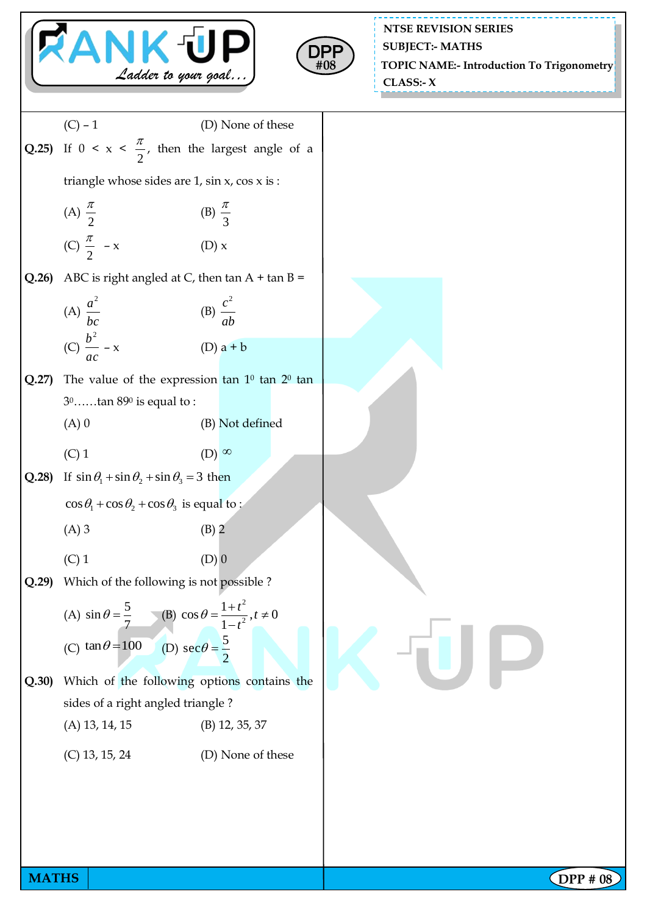(C) – 1 (D) None of these

**Q.25)** If $0 < x < \frac{\pi}{2}$, then the largest angle of a triangle whose sides are 1, sin x, cos x is :

(A) $\frac{\pi}{2}$ (B) $\frac{\pi}{3}$

(C) $\frac{\pi}{2} - x$ (D) x

**Q.26)** ABC is right angled at C, then tan A + tan B =

(A) $\frac{a^2}{bc}$ (B) $\frac{c^2}{ab}$

(C) $\frac{b^2}{ac} - x$ (D) a + b

**Q.27)** The value of the expression tan $1^0$ tan $2^0$ tan $3^0$……tan $89^0$ is equal to :

(A) 0 (B) Not defined

(C) 1 (D) $\infty$

**Q.28)** If $\sin\theta_1 + \sin\theta_2 + \sin\theta_3 = 3$ then $\cos\theta_1 + \cos\theta_2 + \cos\theta_3$ is equal to :

(A) 3 (B) 2

(C) 1 (D) 0

**Q.29)** Which of the following is not possible ?

(A) $\sin\theta = \frac{5}{7}$ (B) $\cos\theta = \frac{1+t^2}{1-t^2}, t \neq 0$

(C) $\tan\theta = 100$ (D) $\sec\theta = \frac{5}{2}$

**Q.30)** Which of the following options contains the sides of a right angled triangle ?

(A) 13, 14, 15 (B) 12, 35, 37

(C) 13, 15, 24 (D) None of these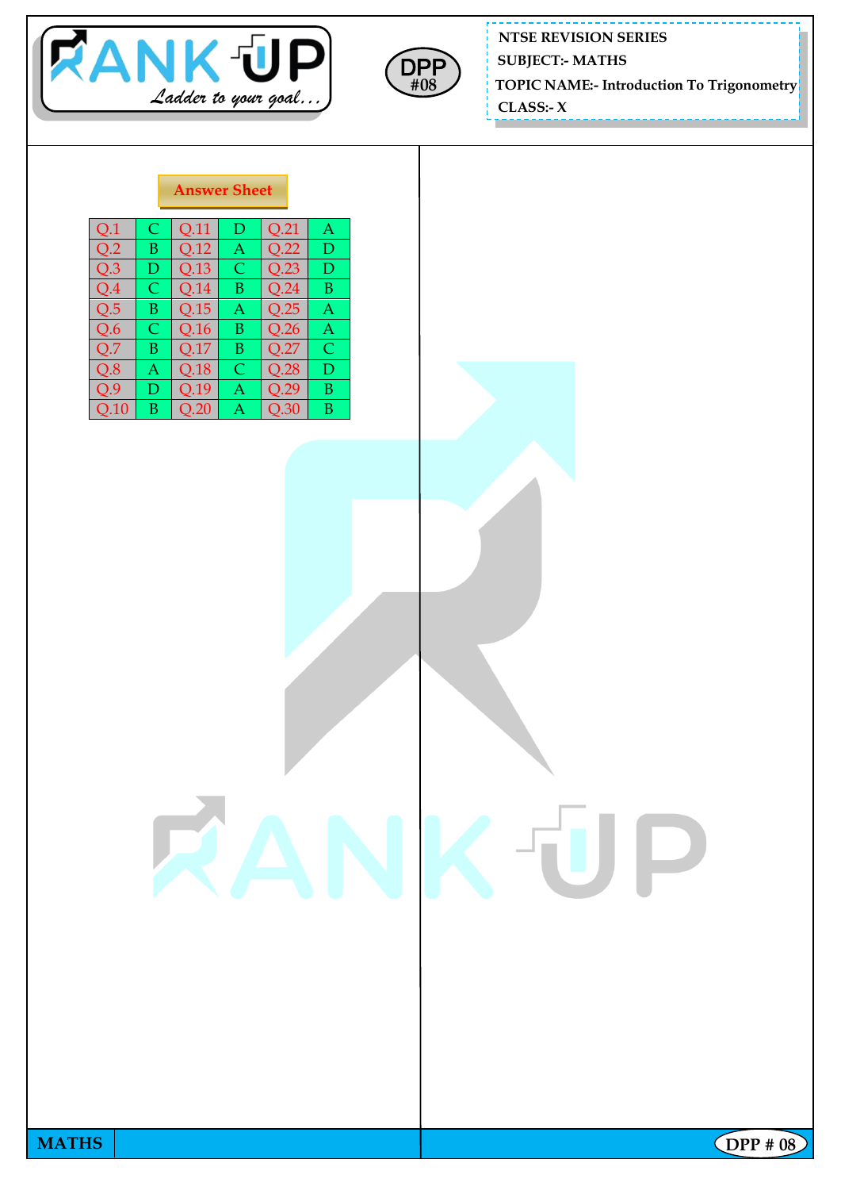# Answer Sheet

| | | | | | |
|---|---|---|---|---|---|
| Q.1 | C | Q.11 | D | Q.21 | A |
| Q.2 | B | Q.12 | A | Q.22 | D |
| Q.3 | D | Q.13 | C | Q.23 | D |
| Q.4 | C | Q.14 | B | Q.24 | B |
| Q.5 | B | Q.15 | A | Q.25 | A |
| Q.6 | C | Q.16 | B | Q.26 | A |
| Q.7 | B | Q.17 | B | Q.27 | C |
| Q.8 | A | Q.18 | C | Q.28 | D |
| Q.9 | D | Q.19 | A | Q.29 | B |
| Q.10 | B | Q.20 | A | Q.30 | B |